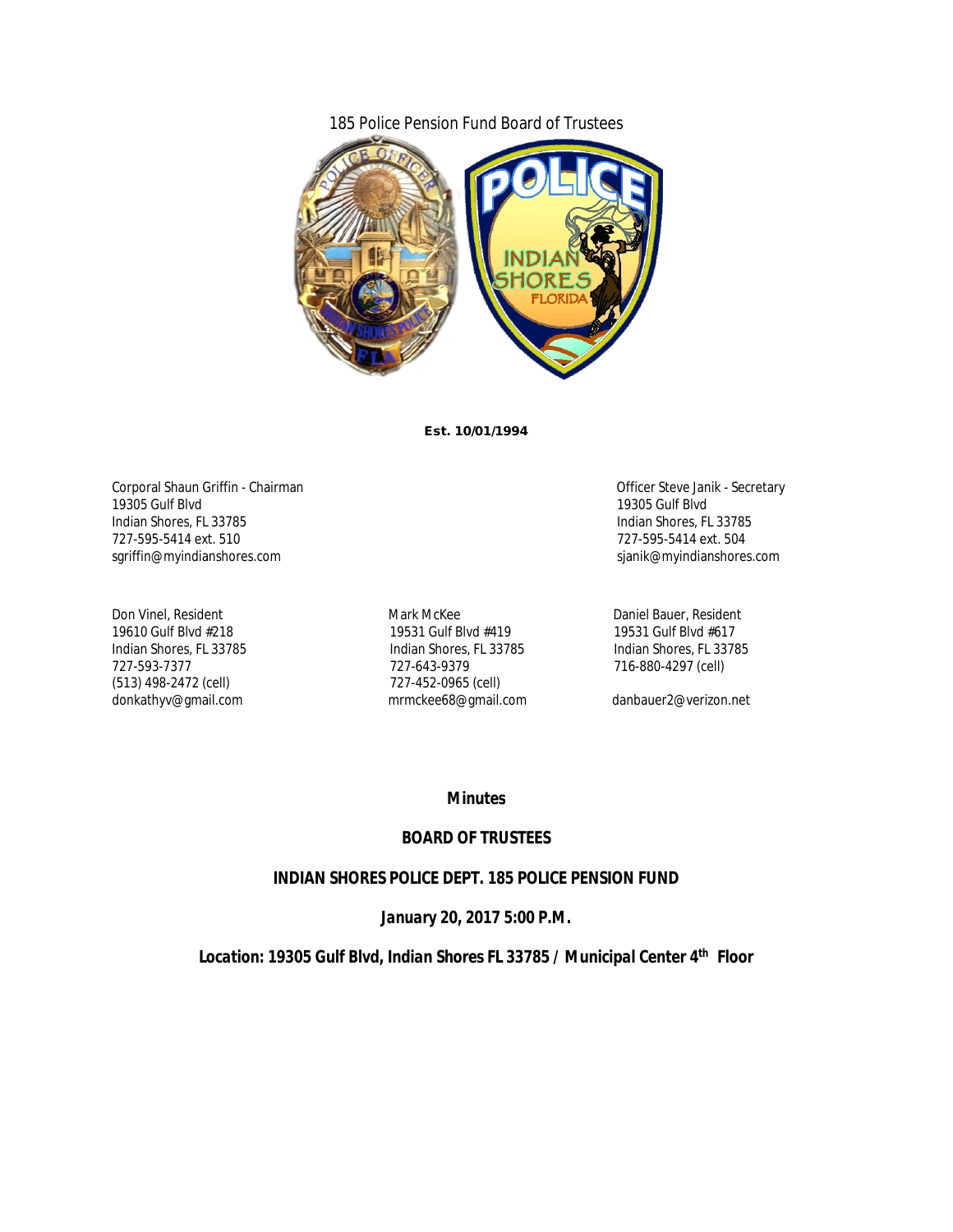185 Police Pension Fund Board of Trustees

**Est. 10/01/1994**

Corporal Shaun Griffin - Chairman
19305 Gulf Blvd
Indian Shores, FL 33785
727-595-5414 ext. 510
sgriffin@myindianshores.com

Officer Steve Janik - Secretary
19305 Gulf Blvd
Indian Shores, FL 33785
727-595-5414 ext. 504
sjanik@myindianshores.com

Don Vinel, Resident
19610 Gulf Blvd #218
Indian Shores, FL 33785
727-593-7377
(513) 498-2472 (cell)
donkathyv@gmail.com

Mark McKee
19531 Gulf Blvd #419
Indian Shores, FL 33785
727-643-9379
727-452-0965 (cell)
mrmckee68@gmail.com

Daniel Bauer, Resident
19531 Gulf Blvd #617
Indian Shores, FL 33785
716-880-4297 (cell)
danbauer2@verizon.net

***Minutes***

***BOARD OF TRUSTEES***

***INDIAN SHORES POLICE DEPT. 185 POLICE PENSION FUND***

***January 20, 2017 5:00 P.M.***

***Location: 19305 Gulf Blvd, Indian Shores FL 33785 / Municipal Center 4th Floor***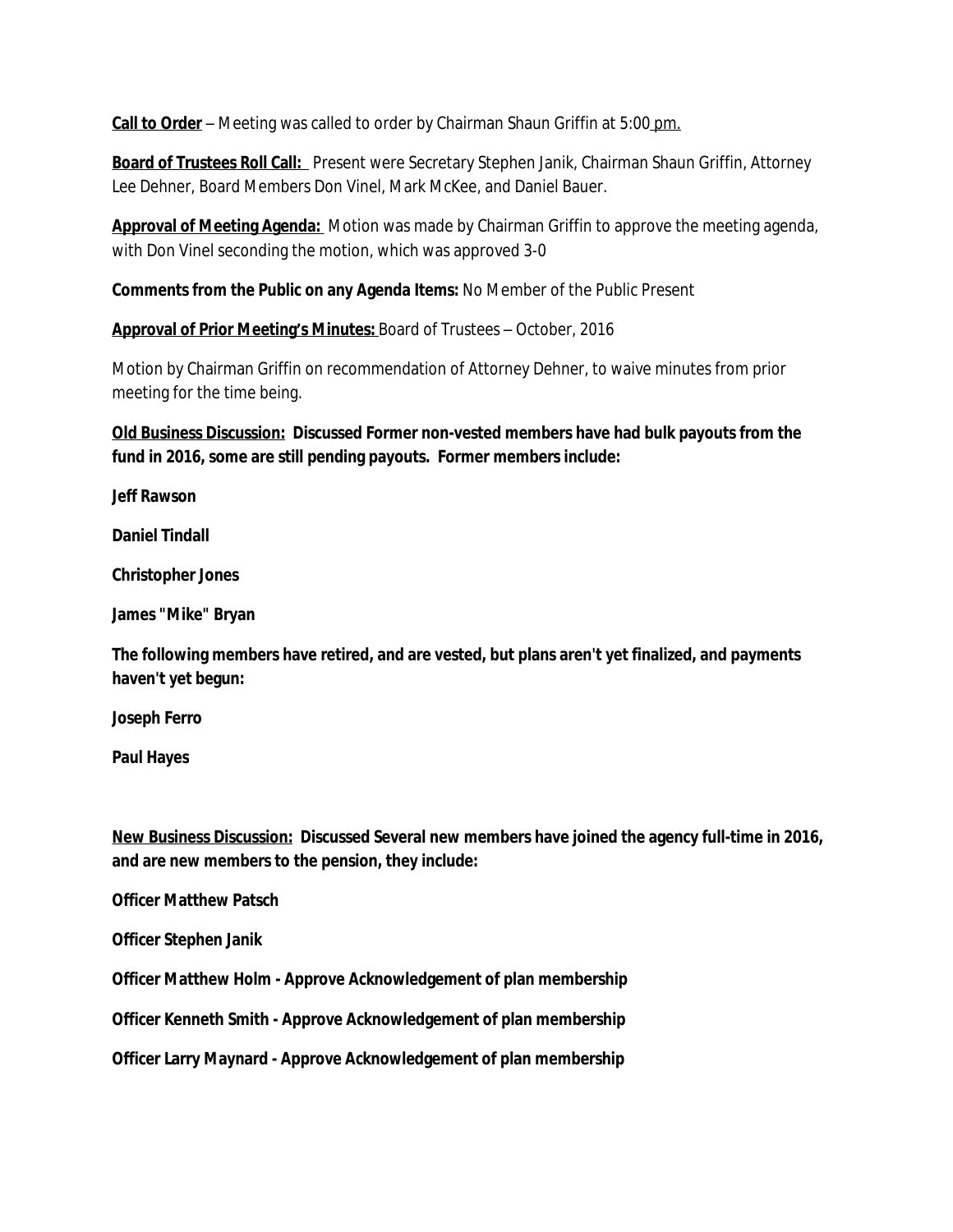**Call to Order** – Meeting was called to order by Chairman Shaun Griffin at 5:00 pm.

**Board of Trustees Roll Call:** Present were Secretary Stephen Janik, Chairman Shaun Griffin, Attorney Lee Dehner, Board Members Don Vinel, Mark McKee, and Daniel Bauer.

**Approval of Meeting Agenda:** Motion was made by Chairman Griffin to approve the meeting agenda, with Don Vinel seconding the motion, which was approved 3-0

**Comments from the Public on any Agenda Items:** No Member of the Public Present

**Approval of Prior Meeting's Minutes:** Board of Trustees – October, 2016

Motion by Chairman Griffin on recommendation of Attorney Dehner, to waive minutes from prior meeting for the time being.

**Old Business Discussion: Discussed Former non-vested members have had bulk payouts from the fund in 2016, some are still pending payouts. Former members include:**

**Jeff Rawson**

**Daniel Tindall**

**Christopher Jones**

**James "Mike" Bryan**

**The following members have retired, and are vested, but plans aren't yet finalized, and payments haven't yet begun:**

**Joseph Ferro**

**Paul Hayes**

**New Business Discussion: Discussed Several new members have joined the agency full-time in 2016, and are new members to the pension, they include:**

**Officer Matthew Patsch**

**Officer Stephen Janik**

**Officer Matthew Holm - Approve Acknowledgement of plan membership**

**Officer Kenneth Smith - Approve Acknowledgement of plan membership**

**Officer Larry Maynard - Approve Acknowledgement of plan membership**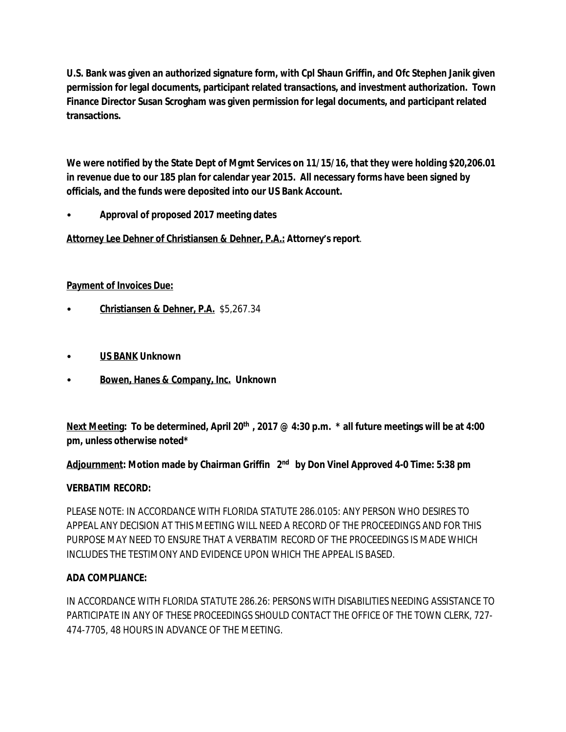**U.S. Bank was given an authorized signature form, with Cpl Shaun Griffin, and Ofc Stephen Janik given permission for legal documents, participant related transactions, and investment authorization. Town Finance Director Susan Scrogham was given permission for legal documents, and participant related transactions.**

**We were notified by the State Dept of Mgmt Services on 11/15/16, that they were holding $20,206.01 in revenue due to our 185 plan for calendar year 2015. All necessary forms have been signed by officials, and the funds were deposited into our US Bank Account.**

- **Approval of proposed 2017 meeting dates**

**Attorney Lee Dehner of Christiansen & Dehner, P.A.: Attorney's report**.

**Payment of Invoices Due:**

- **Christiansen & Dehner, P.A.** $5,267.34

- **US BANK Unknown**
- **Bowen, Hanes & Company, Inc. Unknown**

**Next Meeting: To be determined, April 20th , 2017 @ 4:30 p.m. * all future meetings will be at 4:00 pm, unless otherwise noted***

**Adjournment: Motion made by Chairman Griffin 2nd by Don Vinel Approved 4-0 Time: 5:38 pm**

**VERBATIM RECORD:**

PLEASE NOTE: IN ACCORDANCE WITH FLORIDA STATUTE 286.0105: ANY PERSON WHO DESIRES TO APPEAL ANY DECISION AT THIS MEETING WILL NEED A RECORD OF THE PROCEEDINGS AND FOR THIS PURPOSE MAY NEED TO ENSURE THAT A VERBATIM RECORD OF THE PROCEEDINGS IS MADE WHICH INCLUDES THE TESTIMONY AND EVIDENCE UPON WHICH THE APPEAL IS BASED.

**ADA COMPLIANCE:**

IN ACCORDANCE WITH FLORIDA STATUTE 286.26: PERSONS WITH DISABILITIES NEEDING ASSISTANCE TO PARTICIPATE IN ANY OF THESE PROCEEDINGS SHOULD CONTACT THE OFFICE OF THE TOWN CLERK, 727-474-7705, 48 HOURS IN ADVANCE OF THE MEETING.